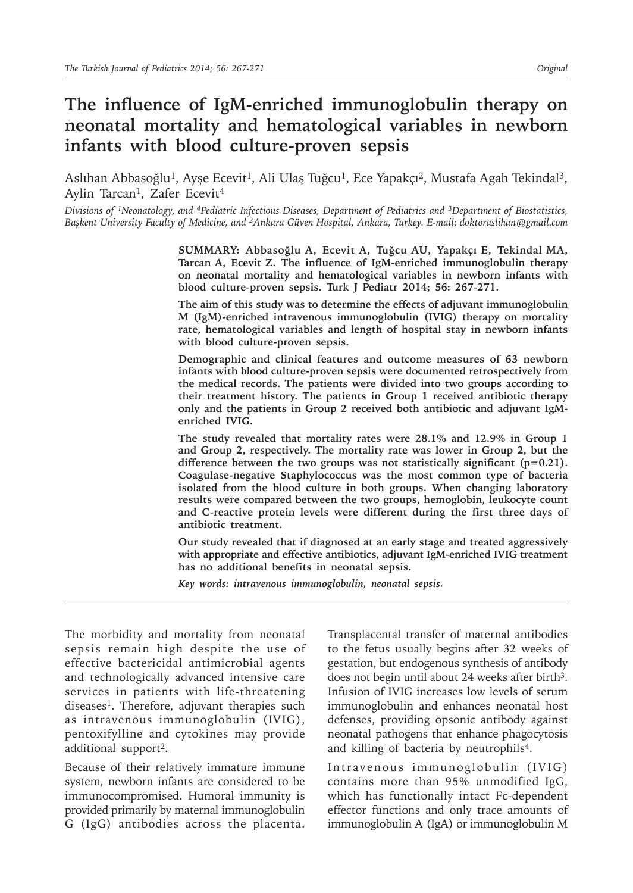# The influence of IgM-enriched immunoglobulin therapy on neonatal mortality and hematological variables in newborn infants with blood culture-proven sepsis

Aslıhan Abbasoğlu[1], Ayşe Ecevit[1], Ali Ulaş Tuğcu[1], Ece Yapakçı[2], Mustafa Agah Tekindal[3], Aylin Tarcan[1], Zafer Ecevit[4]

*Divisions of [1]Neonatology, and [4]Pediatric Infectious Diseases, Department of Pediatrics and [3]Department of Biostatistics, Başkent University Faculty of Medicine, and [2]Ankara Güven Hospital, Ankara, Turkey. E-mail: doktoraslihan@gmail.com*

**SUMMARY: Abbasoğlu A, Ecevit A, Tuğcu AU, Yapakçı E, Tekindal MA, Tarcan A, Ecevit Z. The influence of IgM-enriched immunoglobulin therapy on neonatal mortality and hematological variables in newborn infants with blood culture-proven sepsis. Turk J Pediatr 2014; 56: 267-271.**

**The aim of this study was to determine the effects of adjuvant immunoglobulin M (IgM)-enriched intravenous immunoglobulin (IVIG) therapy on mortality rate, hematological variables and length of hospital stay in newborn infants with blood culture-proven sepsis.**

**Demographic and clinical features and outcome measures of 63 newborn infants with blood culture-proven sepsis were documented retrospectively from the medical records. The patients were divided into two groups according to their treatment history. The patients in Group 1 received antibiotic therapy only and the patients in Group 2 received both antibiotic and adjuvant IgM-enriched IVIG.**

**The study revealed that mortality rates were 28.1% and 12.9% in Group 1 and Group 2, respectively. The mortality rate was lower in Group 2, but the difference between the two groups was not statistically significant (p=0.21). Coagulase-negative Staphylococcus was the most common type of bacteria isolated from the blood culture in both groups. When changing laboratory results were compared between the two groups, hemoglobin, leukocyte count and C-reactive protein levels were different during the first three days of antibiotic treatment.**

**Our study revealed that if diagnosed at an early stage and treated aggressively with appropriate and effective antibiotics, adjuvant IgM-enriched IVIG treatment has no additional benefits in neonatal sepsis.**

***Key words: intravenous immunoglobulin, neonatal sepsis.***

---

The morbidity and mortality from neonatal sepsis remain high despite the use of effective bactericidal antimicrobial agents and technologically advanced intensive care services in patients with life-threatening diseases[1]. Therefore, adjuvant therapies such as intravenous immunoglobulin (IVIG), pentoxifylline and cytokines may provide additional support[2].

Because of their relatively immature immune system, newborn infants are considered to be immunocompromised. Humoral immunity is provided primarily by maternal immunoglobulin G (IgG) antibodies across the placenta. Transplacental transfer of maternal antibodies to the fetus usually begins after 32 weeks of gestation, but endogenous synthesis of antibody does not begin until about 24 weeks after birth[3]. Infusion of IVIG increases low levels of serum immunoglobulin and enhances neonatal host defenses, providing opsonic antibody against neonatal pathogens that enhance phagocytosis and killing of bacteria by neutrophils[4].

Intravenous immunoglobulin (IVIG) contains more than 95% unmodified IgG, which has functionally intact Fc-dependent effector functions and only trace amounts of immunoglobulin A (IgA) or immunoglobulin M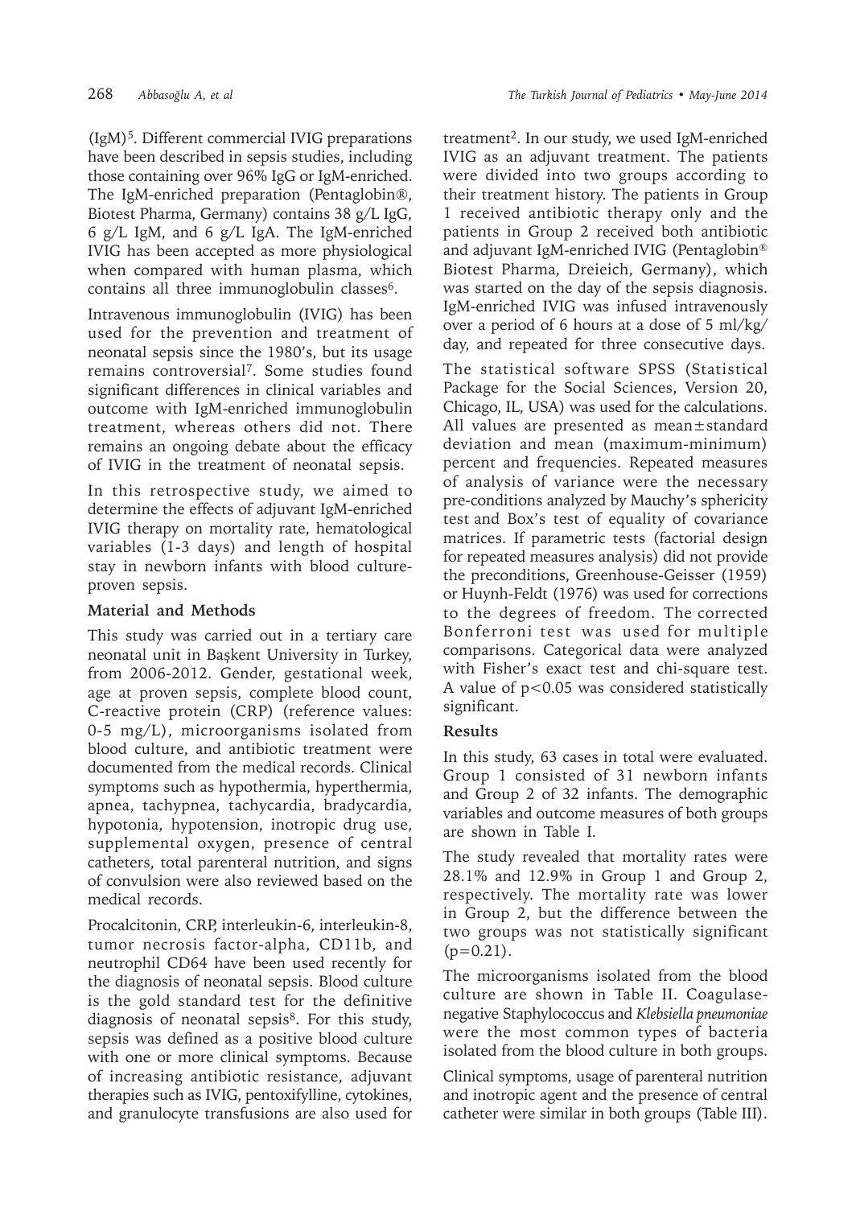(IgM)[5]. Different commercial IVIG preparations have been described in sepsis studies, including those containing over 96% IgG or IgM-enriched. The IgM-enriched preparation (Pentaglobin®, Biotest Pharma, Germany) contains 38 g/L IgG, 6 g/L IgM, and 6 g/L IgA. The IgM-enriched IVIG has been accepted as more physiological when compared with human plasma, which contains all three immunoglobulin classes[6].

Intravenous immunoglobulin (IVIG) has been used for the prevention and treatment of neonatal sepsis since the 1980's, but its usage remains controversial[7]. Some studies found significant differences in clinical variables and outcome with IgM-enriched immunoglobulin treatment, whereas others did not. There remains an ongoing debate about the efficacy of IVIG in the treatment of neonatal sepsis.

In this retrospective study, we aimed to determine the effects of adjuvant IgM-enriched IVIG therapy on mortality rate, hematological variables (1-3 days) and length of hospital stay in newborn infants with blood culture-proven sepsis.

## Material and Methods

This study was carried out in a tertiary care neonatal unit in Başkent University in Turkey, from 2006-2012. Gender, gestational week, age at proven sepsis, complete blood count, C-reactive protein (CRP) (reference values: 0-5 mg/L), microorganisms isolated from blood culture, and antibiotic treatment were documented from the medical records. Clinical symptoms such as hypothermia, hyperthermia, apnea, tachypnea, tachycardia, bradycardia, hypotonia, hypotension, inotropic drug use, supplemental oxygen, presence of central catheters, total parenteral nutrition, and signs of convulsion were also reviewed based on the medical records.

Procalcitonin, CRP, interleukin-6, interleukin-8, tumor necrosis factor-alpha, CD11b, and neutrophil CD64 have been used recently for the diagnosis of neonatal sepsis. Blood culture is the gold standard test for the definitive diagnosis of neonatal sepsis[8]. For this study, sepsis was defined as a positive blood culture with one or more clinical symptoms. Because of increasing antibiotic resistance, adjuvant therapies such as IVIG, pentoxifylline, cytokines, and granulocyte transfusions are also used for treatment[2]. In our study, we used IgM-enriched IVIG as an adjuvant treatment. The patients were divided into two groups according to their treatment history. The patients in Group 1 received antibiotic therapy only and the patients in Group 2 received both antibiotic and adjuvant IgM-enriched IVIG (Pentaglobin® Biotest Pharma, Dreieich, Germany), which was started on the day of the sepsis diagnosis. IgM-enriched IVIG was infused intravenously over a period of 6 hours at a dose of 5 ml/kg/day, and repeated for three consecutive days.

The statistical software SPSS (Statistical Package for the Social Sciences, Version 20, Chicago, IL, USA) was used for the calculations. All values are presented as mean±standard deviation and mean (maximum-minimum) percent and frequencies. Repeated measures of analysis of variance were the necessary pre-conditions analyzed by Mauchy's sphericity test and Box's test of equality of covariance matrices. If parametric tests (factorial design for repeated measures analysis) did not provide the preconditions, Greenhouse-Geisser (1959) or Huynh-Feldt (1976) was used for corrections to the degrees of freedom. The corrected Bonferroni test was used for multiple comparisons. Categorical data were analyzed with Fisher's exact test and chi-square test. A value of $p<0.05$ was considered statistically significant.

## Results

In this study, 63 cases in total were evaluated. Group 1 consisted of 31 newborn infants and Group 2 of 32 infants. The demographic variables and outcome measures of both groups are shown in Table I.

The study revealed that mortality rates were 28.1% and 12.9% in Group 1 and Group 2, respectively. The mortality rate was lower in Group 2, but the difference between the two groups was not statistically significant ($p=0.21$).

The microorganisms isolated from the blood culture are shown in Table II. Coagulase-negative Staphylococcus and *Klebsiella pneumoniae* were the most common types of bacteria isolated from the blood culture in both groups.

Clinical symptoms, usage of parenteral nutrition and inotropic agent and the presence of central catheter were similar in both groups (Table III).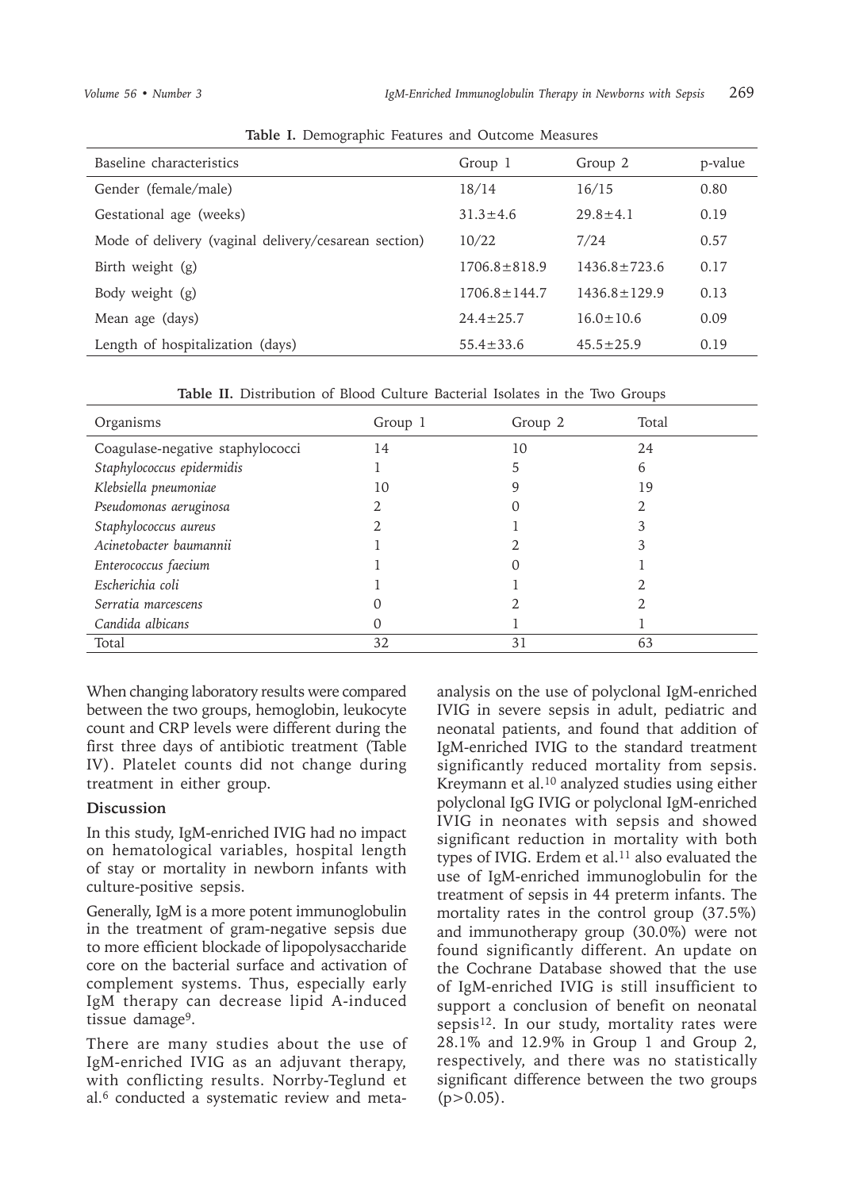**Table I.** Demographic Features and Outcome Measures

| Baseline characteristics | Group 1 | Group 2 | p-value |
|---|---|---|---|
| Gender (female/male) | 18/14 | 16/15 | 0.80 |
| Gestational age (weeks) | 31.3±4.6 | 29.8±4.1 | 0.19 |
| Mode of delivery (vaginal delivery/cesarean section) | 10/22 | 7/24 | 0.57 |
| Birth weight (g) | 1706.8±818.9 | 1436.8±723.6 | 0.17 |
| Body weight (g) | 1706.8±144.7 | 1436.8±129.9 | 0.13 |
| Mean age (days) | 24.4±25.7 | 16.0±10.6 | 0.09 |
| Length of hospitalization (days) | 55.4±33.6 | 45.5±25.9 | 0.19 |

**Table II.** Distribution of Blood Culture Bacterial Isolates in the Two Groups

| Organisms | Group 1 | Group 2 | Total |
|---|---|---|---|
| Coagulase-negative staphylococci | 14 | 10 | 24 |
| *Staphylococcus epidermidis* | 1 | 5 | 6 |
| *Klebsiella pneumoniae* | 10 | 9 | 19 |
| *Pseudomonas aeruginosa* | 2 | 0 | 2 |
| *Staphylococcus aureus* | 2 | 1 | 3 |
| *Acinetobacter baumannii* | 1 | 2 | 3 |
| *Enterococcus faecium* | 1 | 0 | 1 |
| *Escherichia coli* | 1 | 1 | 2 |
| *Serratia marcescens* | 0 | 2 | 2 |
| *Candida albicans* | 0 | 1 | 1 |
| Total | 32 | 31 | 63 |

When changing laboratory results were compared between the two groups, hemoglobin, leukocyte count and CRP levels were different during the first three days of antibiotic treatment (Table IV). Platelet counts did not change during treatment in either group.

## Discussion

In this study, IgM-enriched IVIG had no impact on hematological variables, hospital length of stay or mortality in newborn infants with culture-positive sepsis.

Generally, IgM is a more potent immunoglobulin in the treatment of gram-negative sepsis due to more efficient blockade of lipopolysaccharide core on the bacterial surface and activation of complement systems. Thus, especially early IgM therapy can decrease lipid A-induced tissue damage[9].

There are many studies about the use of IgM-enriched IVIG as an adjuvant therapy, with conflicting results. Norrby-Teglund et al.[6] conducted a systematic review and meta-analysis on the use of polyclonal IgM-enriched IVIG in severe sepsis in adult, pediatric and neonatal patients, and found that addition of IgM-enriched IVIG to the standard treatment significantly reduced mortality from sepsis. Kreymann et al.[10] analyzed studies using either polyclonal IgG IVIG or polyclonal IgM-enriched IVIG in neonates with sepsis and showed significant reduction in mortality with both types of IVIG. Erdem et al.[11] also evaluated the use of IgM-enriched immunoglobulin for the treatment of sepsis in 44 preterm infants. The mortality rates in the control group (37.5%) and immunotherapy group (30.0%) were not found significantly different. An update on the Cochrane Database showed that the use of IgM-enriched IVIG is still insufficient to support a conclusion of benefit on neonatal sepsis[12]. In our study, mortality rates were 28.1% and 12.9% in Group 1 and Group 2, respectively, and there was no statistically significant difference between the two groups ($p>0.05$).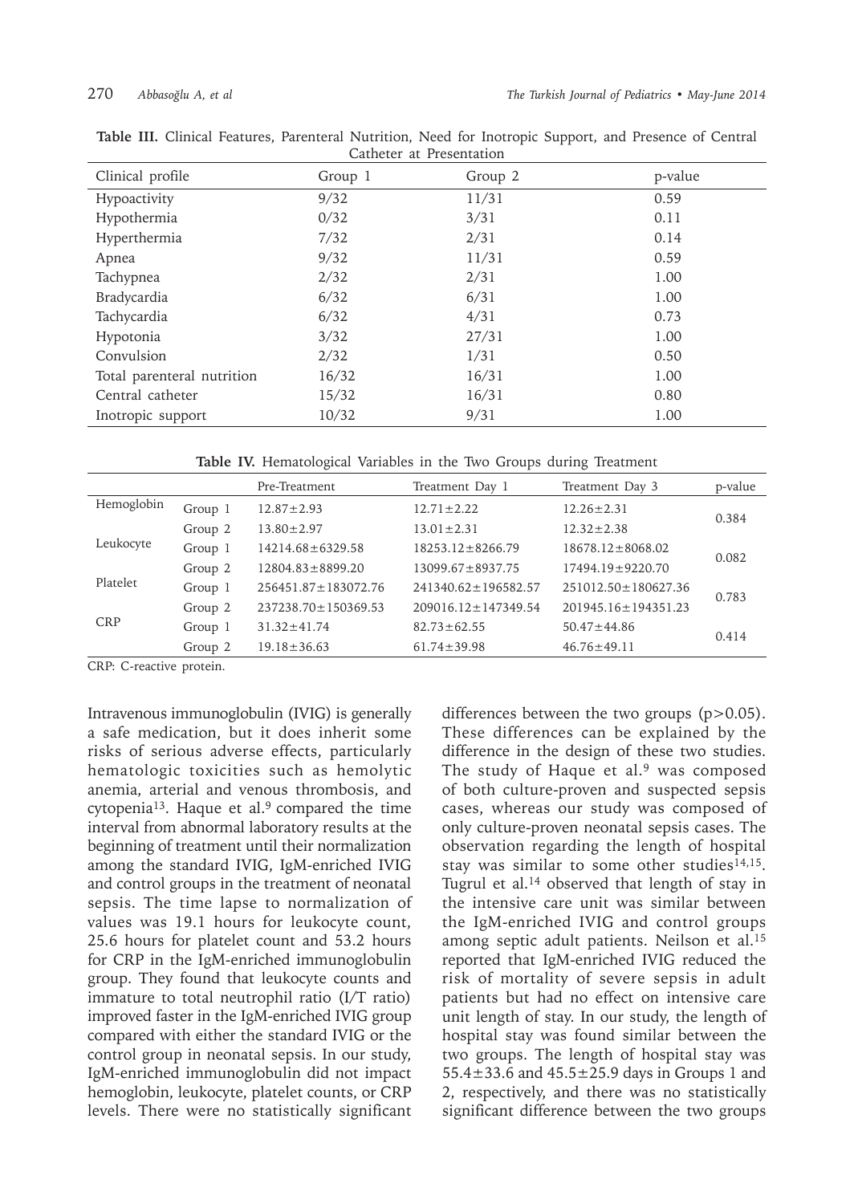**Table III.** Clinical Features, Parenteral Nutrition, Need for Inotropic Support, and Presence of Central Catheter at Presentation

| Clinical profile | Group 1 | Group 2 | p-value |
|---|---|---|---|
| Hypoactivity | 9/32 | 11/31 | 0.59 |
| Hypothermia | 0/32 | 3/31 | 0.11 |
| Hyperthermia | 7/32 | 2/31 | 0.14 |
| Apnea | 9/32 | 11/31 | 0.59 |
| Tachypnea | 2/32 | 2/31 | 1.00 |
| Bradycardia | 6/32 | 6/31 | 1.00 |
| Tachycardia | 6/32 | 4/31 | 0.73 |
| Hypotonia | 3/32 | 27/31 | 1.00 |
| Convulsion | 2/32 | 1/31 | 0.50 |
| Total parenteral nutrition | 16/32 | 16/31 | 1.00 |
| Central catheter | 15/32 | 16/31 | 0.80 |
| Inotropic support | 10/32 | 9/31 | 1.00 |

**Table IV.** Hematological Variables in the Two Groups during Treatment

| | | Pre-Treatment | Treatment Day 1 | Treatment Day 3 | p-value |
|---|---|---|---|---|---|
| Hemoglobin | Group 1 | 12.87±2.93 | 12.71±2.22 | 12.26±2.31 | 0.384 |
| | Group 2 | 13.80±2.97 | 13.01±2.31 | 12.32±2.38 | |
| Leukocyte | Group 1 | 14214.68±6329.58 | 18253.12±8266.79 | 18678.12±8068.02 | 0.082 |
| | Group 2 | 12804.83±8899.20 | 13099.67±8937.75 | 17494.19±9220.70 | |
| Platelet | Group 1 | 256451.87±183072.76 | 241340.62±196582.57 | 251012.50±180627.36 | 0.783 |
| | Group 2 | 237238.70±150369.53 | 209016.12±147349.54 | 201945.16±194351.23 | |
| CRP | Group 1 | 31.32±41.74 | 82.73±62.55 | 50.47±44.86 | 0.414 |
| | Group 2 | 19.18±36.63 | 61.74±39.98 | 46.76±49.11 | |

CRP: C-reactive protein.

Intravenous immunoglobulin (IVIG) is generally a safe medication, but it does inherit some risks of serious adverse effects, particularly hematologic toxicities such as hemolytic anemia, arterial and venous thrombosis, and cytopenia[13]. Haque et al.[9] compared the time interval from abnormal laboratory results at the beginning of treatment until their normalization among the standard IVIG, IgM-enriched IVIG and control groups in the treatment of neonatal sepsis. The time lapse to normalization of values was 19.1 hours for leukocyte count, 25.6 hours for platelet count and 53.2 hours for CRP in the IgM-enriched immunoglobulin group. They found that leukocyte counts and immature to total neutrophil ratio (I/T ratio) improved faster in the IgM-enriched IVIG group compared with either the standard IVIG or the control group in neonatal sepsis. In our study, IgM-enriched immunoglobulin did not impact hemoglobin, leukocyte, platelet counts, or CRP levels. There were no statistically significant differences between the two groups ($p>0.05$). These differences can be explained by the difference in the design of these two studies. The study of Haque et al.[9] was composed of both culture-proven and suspected sepsis cases, whereas our study was composed of only culture-proven neonatal sepsis cases. The observation regarding the length of hospital stay was similar to some other studies[14,15]. Tugrul et al.[14] observed that length of stay in the intensive care unit was similar between the IgM-enriched IVIG and control groups among septic adult patients. Neilson et al.[15] reported that IgM-enriched IVIG reduced the risk of mortality of severe sepsis in adult patients but had no effect on intensive care unit length of stay. In our study, the length of hospital stay was found similar between the two groups. The length of hospital stay was 55.4±33.6 and 45.5±25.9 days in Groups 1 and 2, respectively, and there was no statistically significant difference between the two groups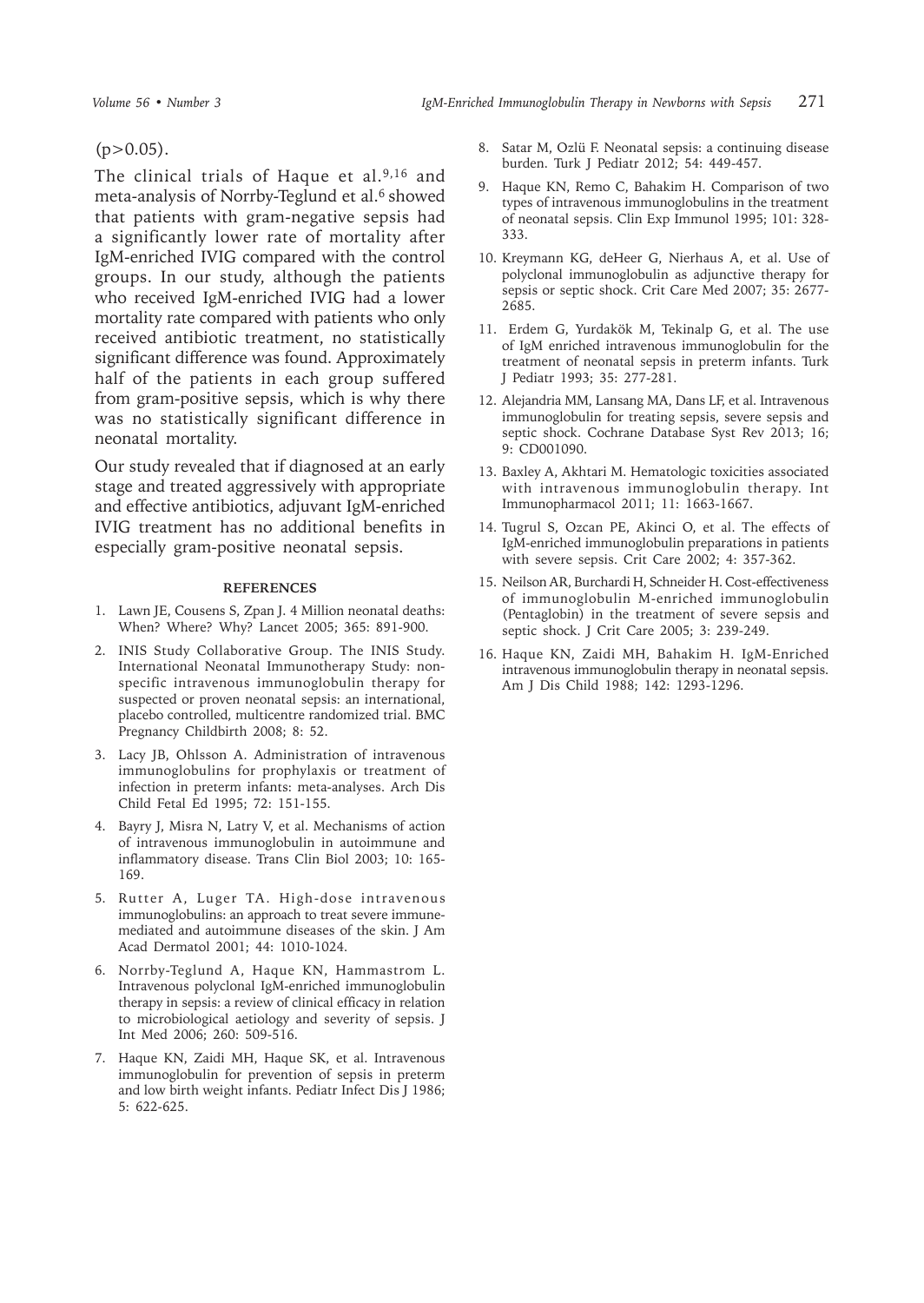(p>0.05).

The clinical trials of Haque et al.[9,16] and meta-analysis of Norrby-Teglund et al.[6] showed that patients with gram-negative sepsis had a significantly lower rate of mortality after IgM-enriched IVIG compared with the control groups. In our study, although the patients who received IgM-enriched IVIG had a lower mortality rate compared with patients who only received antibiotic treatment, no statistically significant difference was found. Approximately half of the patients in each group suffered from gram-positive sepsis, which is why there was no statistically significant difference in neonatal mortality.

Our study revealed that if diagnosed at an early stage and treated aggressively with appropriate and effective antibiotics, adjuvant IgM-enriched IVIG treatment has no additional benefits in especially gram-positive neonatal sepsis.

## REFERENCES

1. Lawn JE, Cousens S, Zpan J. 4 Million neonatal deaths: When? Where? Why? Lancet 2005; 365: 891-900.
2. INIS Study Collaborative Group. The INIS Study. International Neonatal Immunotherapy Study: non-specific intravenous immunoglobulin therapy for suspected or proven neonatal sepsis: an international, placebo controlled, multicentre randomized trial. BMC Pregnancy Childbirth 2008; 8: 52.
3. Lacy JB, Ohlsson A. Administration of intravenous immunoglobulins for prophylaxis or treatment of infection in preterm infants: meta-analyses. Arch Dis Child Fetal Ed 1995; 72: 151-155.
4. Bayry J, Misra N, Latry V, et al. Mechanisms of action of intravenous immunoglobulin in autoimmune and inflammatory disease. Trans Clin Biol 2003; 10: 165-169.
5. Rutter A, Luger TA. High-dose intravenous immunoglobulins: an approach to treat severe immune-mediated and autoimmune diseases of the skin. J Am Acad Dermatol 2001; 44: 1010-1024.
6. Norrby-Teglund A, Haque KN, Hammastrom L. Intravenous polyclonal IgM-enriched immunoglobulin therapy in sepsis: a review of clinical efficacy in relation to microbiological aetiology and severity of sepsis. J Int Med 2006; 260: 509-516.
7. Haque KN, Zaidi MH, Haque SK, et al. Intravenous immunoglobulin for prevention of sepsis in preterm and low birth weight infants. Pediatr Infect Dis J 1986; 5: 622-625.
8. Satar M, Ozlü F. Neonatal sepsis: a continuing disease burden. Turk J Pediatr 2012; 54: 449-457.
9. Haque KN, Remo C, Bahakim H. Comparison of two types of intravenous immunoglobulins in the treatment of neonatal sepsis. Clin Exp Immunol 1995; 101: 328-333.
10. Kreymann KG, deHeer G, Nierhaus A, et al. Use of polyclonal immunoglobulin as adjunctive therapy for sepsis or septic shock. Crit Care Med 2007; 35: 2677-2685.
11. Erdem G, Yurdakök M, Tekinalp G, et al. The use of IgM enriched intravenous immunoglobulin for the treatment of neonatal sepsis in preterm infants. Turk J Pediatr 1993; 35: 277-281.
12. Alejandria MM, Lansang MA, Dans LF, et al. Intravenous immunoglobulin for treating sepsis, severe sepsis and septic shock. Cochrane Database Syst Rev 2013; 16; 9: CD001090.
13. Baxley A, Akhtari M. Hematologic toxicities associated with intravenous immunoglobulin therapy. Int Immunopharmacol 2011; 11: 1663-1667.
14. Tugrul S, Ozcan PE, Akinci O, et al. The effects of IgM-enriched immunoglobulin preparations in patients with severe sepsis. Crit Care 2002; 4: 357-362.
15. Neilson AR, Burchardi H, Schneider H. Cost-effectiveness of immunoglobulin M-enriched immunoglobulin (Pentaglobin) in the treatment of severe sepsis and septic shock. J Crit Care 2005; 3: 239-249.
16. Haque KN, Zaidi MH, Bahakim H. IgM-Enriched intravenous immunoglobulin therapy in neonatal sepsis. Am J Dis Child 1988; 142: 1293-1296.